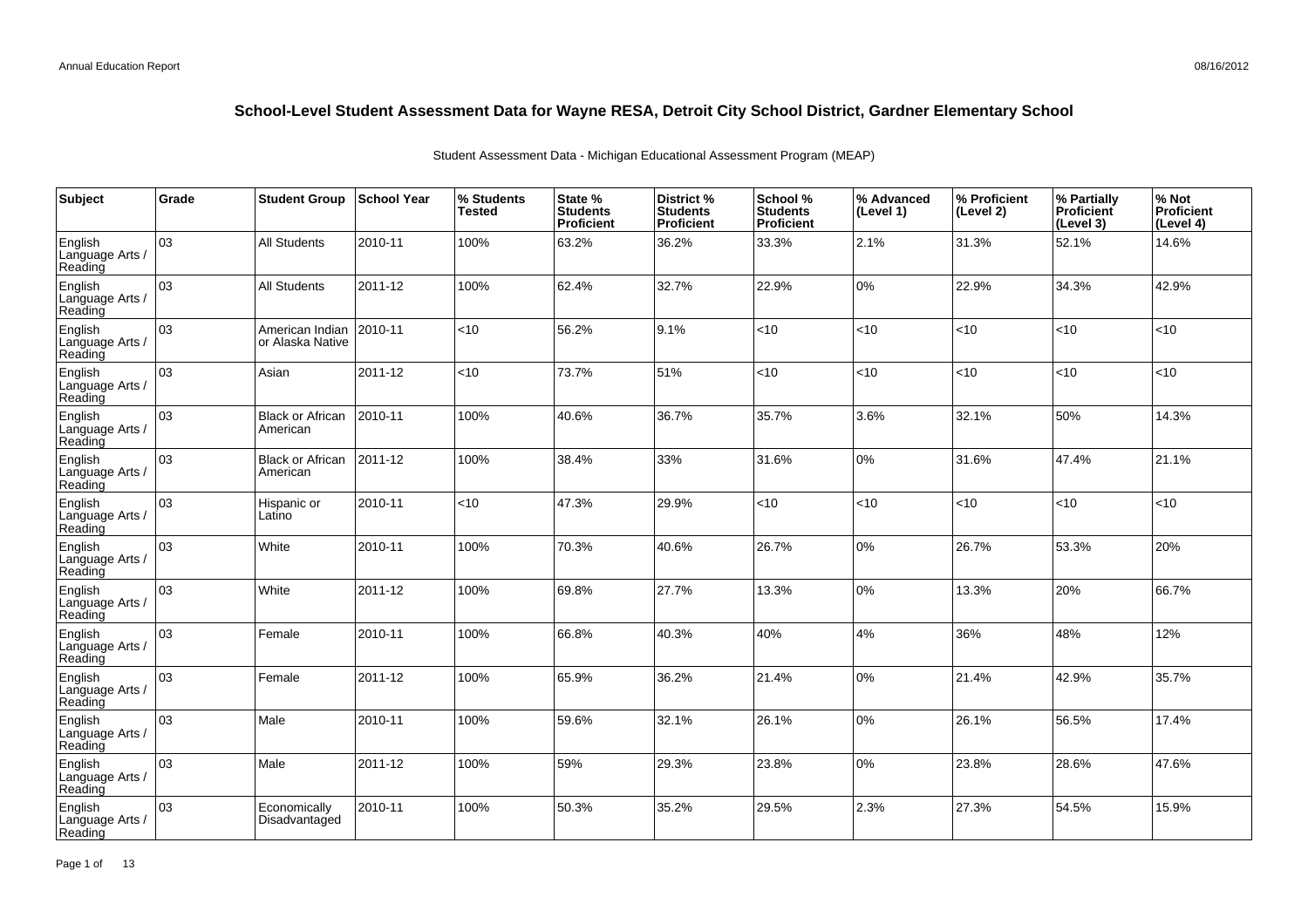# School-Level Student Assessment Data for Wayne RESA, Detroit City School District, Gardner Elementary School

Student Assessment Data - Michigan Educational Assessment Program (MEAP)

| Subject | Grade | Student Group | School Year | % Students Tested | State % Students Proficient | District % Students Proficient | School % Students Proficient | % Advanced (Level 1) | % Proficient (Level 2) | % Partially Proficient (Level 3) | % Not Proficient (Level 4) |
|---|---|---|---|---|---|---|---|---|---|---|---|
| English Language Arts / Reading | 03 | All Students | 2010-11 | 100% | 63.2% | 36.2% | 33.3% | 2.1% | 31.3% | 52.1% | 14.6% |
| English Language Arts / Reading | 03 | All Students | 2011-12 | 100% | 62.4% | 32.7% | 22.9% | 0% | 22.9% | 34.3% | 42.9% |
| English Language Arts / Reading | 03 | American Indian or Alaska Native | 2010-11 | <10 | 56.2% | 9.1% | <10 | <10 | <10 | <10 | <10 |
| English Language Arts / Reading | 03 | Asian | 2011-12 | <10 | 73.7% | 51% | <10 | <10 | <10 | <10 | <10 |
| English Language Arts / Reading | 03 | Black or African American | 2010-11 | 100% | 40.6% | 36.7% | 35.7% | 3.6% | 32.1% | 50% | 14.3% |
| English Language Arts / Reading | 03 | Black or African American | 2011-12 | 100% | 38.4% | 33% | 31.6% | 0% | 31.6% | 47.4% | 21.1% |
| English Language Arts / Reading | 03 | Hispanic or Latino | 2010-11 | <10 | 47.3% | 29.9% | <10 | <10 | <10 | <10 | <10 |
| English Language Arts / Reading | 03 | White | 2010-11 | 100% | 70.3% | 40.6% | 26.7% | 0% | 26.7% | 53.3% | 20% |
| English Language Arts / Reading | 03 | White | 2011-12 | 100% | 69.8% | 27.7% | 13.3% | 0% | 13.3% | 20% | 66.7% |
| English Language Arts / Reading | 03 | Female | 2010-11 | 100% | 66.8% | 40.3% | 40% | 4% | 36% | 48% | 12% |
| English Language Arts / Reading | 03 | Female | 2011-12 | 100% | 65.9% | 36.2% | 21.4% | 0% | 21.4% | 42.9% | 35.7% |
| English Language Arts / Reading | 03 | Male | 2010-11 | 100% | 59.6% | 32.1% | 26.1% | 0% | 26.1% | 56.5% | 17.4% |
| English Language Arts / Reading | 03 | Male | 2011-12 | 100% | 59% | 29.3% | 23.8% | 0% | 23.8% | 28.6% | 47.6% |
| English Language Arts / Reading | 03 | Economically Disadvantaged | 2010-11 | 100% | 50.3% | 35.2% | 29.5% | 2.3% | 27.3% | 54.5% | 15.9% |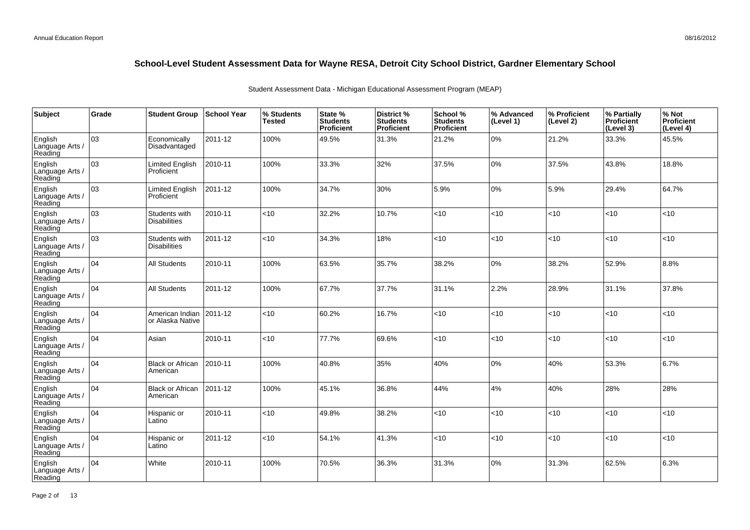# School-Level Student Assessment Data for Wayne RESA, Detroit City School District, Gardner Elementary School

Student Assessment Data - Michigan Educational Assessment Program (MEAP)

| Subject | Grade | Student Group | School Year | % Students Tested | State % Students Proficient | District % Students Proficient | School % Students Proficient | % Advanced (Level 1) | % Proficient (Level 2) | % Partially Proficient (Level 3) | % Not Proficient (Level 4) |
|---|---|---|---|---|---|---|---|---|---|---|---|
| English Language Arts / Reading | 03 | Economically Disadvantaged | 2011-12 | 100% | 49.5% | 31.3% | 21.2% | 0% | 21.2% | 33.3% | 45.5% |
| English Language Arts / Reading | 03 | Limited English Proficient | 2010-11 | 100% | 33.3% | 32% | 37.5% | 0% | 37.5% | 43.8% | 18.8% |
| English Language Arts / Reading | 03 | Limited English Proficient | 2011-12 | 100% | 34.7% | 30% | 5.9% | 0% | 5.9% | 29.4% | 64.7% |
| English Language Arts / Reading | 03 | Students with Disabilities | 2010-11 | <10 | 32.2% | 10.7% | <10 | <10 | <10 | <10 | <10 |
| English Language Arts / Reading | 03 | Students with Disabilities | 2011-12 | <10 | 34.3% | 18% | <10 | <10 | <10 | <10 | <10 |
| English Language Arts / Reading | 04 | All Students | 2010-11 | 100% | 63.5% | 35.7% | 38.2% | 0% | 38.2% | 52.9% | 8.8% |
| English Language Arts / Reading | 04 | All Students | 2011-12 | 100% | 67.7% | 37.7% | 31.1% | 2.2% | 28.9% | 31.1% | 37.8% |
| English Language Arts / Reading | 04 | American Indian or Alaska Native | 2011-12 | <10 | 60.2% | 16.7% | <10 | <10 | <10 | <10 | <10 |
| English Language Arts / Reading | 04 | Asian | 2010-11 | <10 | 77.7% | 69.6% | <10 | <10 | <10 | <10 | <10 |
| English Language Arts / Reading | 04 | Black or African American | 2010-11 | 100% | 40.8% | 35% | 40% | 0% | 40% | 53.3% | 6.7% |
| English Language Arts / Reading | 04 | Black or African American | 2011-12 | 100% | 45.1% | 36.8% | 44% | 4% | 40% | 28% | 28% |
| English Language Arts / Reading | 04 | Hispanic or Latino | 2010-11 | <10 | 49.8% | 38.2% | <10 | <10 | <10 | <10 | <10 |
| English Language Arts / Reading | 04 | Hispanic or Latino | 2011-12 | <10 | 54.1% | 41.3% | <10 | <10 | <10 | <10 | <10 |
| English Language Arts / Reading | 04 | White | 2010-11 | 100% | 70.5% | 36.3% | 31.3% | 0% | 31.3% | 62.5% | 6.3% |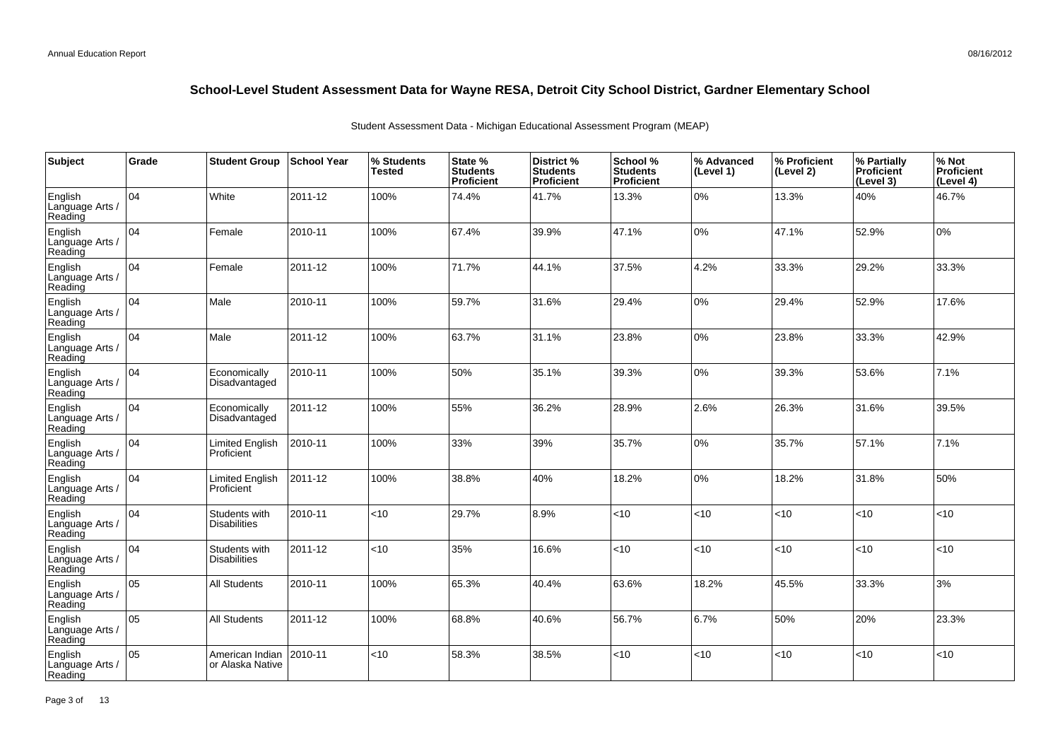## School-Level Student Assessment Data for Wayne RESA, Detroit City School District, Gardner Elementary School

Student Assessment Data - Michigan Educational Assessment Program (MEAP)

| Subject | Grade | Student Group | School Year | % Students Tested | State % Students Proficient | District % Students Proficient | School % Students Proficient | % Advanced (Level 1) | % Proficient (Level 2) | % Partially Proficient (Level 3) | % Not Proficient (Level 4) |
|---|---|---|---|---|---|---|---|---|---|---|---|
| English Language Arts / Reading | 04 | White | 2011-12 | 100% | 74.4% | 41.7% | 13.3% | 0% | 13.3% | 40% | 46.7% |
| English Language Arts / Reading | 04 | Female | 2010-11 | 100% | 67.4% | 39.9% | 47.1% | 0% | 47.1% | 52.9% | 0% |
| English Language Arts / Reading | 04 | Female | 2011-12 | 100% | 71.7% | 44.1% | 37.5% | 4.2% | 33.3% | 29.2% | 33.3% |
| English Language Arts / Reading | 04 | Male | 2010-11 | 100% | 59.7% | 31.6% | 29.4% | 0% | 29.4% | 52.9% | 17.6% |
| English Language Arts / Reading | 04 | Male | 2011-12 | 100% | 63.7% | 31.1% | 23.8% | 0% | 23.8% | 33.3% | 42.9% |
| English Language Arts / Reading | 04 | Economically Disadvantaged | 2010-11 | 100% | 50% | 35.1% | 39.3% | 0% | 39.3% | 53.6% | 7.1% |
| English Language Arts / Reading | 04 | Economically Disadvantaged | 2011-12 | 100% | 55% | 36.2% | 28.9% | 2.6% | 26.3% | 31.6% | 39.5% |
| English Language Arts / Reading | 04 | Limited English Proficient | 2010-11 | 100% | 33% | 39% | 35.7% | 0% | 35.7% | 57.1% | 7.1% |
| English Language Arts / Reading | 04 | Limited English Proficient | 2011-12 | 100% | 38.8% | 40% | 18.2% | 0% | 18.2% | 31.8% | 50% |
| English Language Arts / Reading | 04 | Students with Disabilities | 2010-11 | <10 | 29.7% | 8.9% | <10 | <10 | <10 | <10 | <10 |
| English Language Arts / Reading | 04 | Students with Disabilities | 2011-12 | <10 | 35% | 16.6% | <10 | <10 | <10 | <10 | <10 |
| English Language Arts / Reading | 05 | All Students | 2010-11 | 100% | 65.3% | 40.4% | 63.6% | 18.2% | 45.5% | 33.3% | 3% |
| English Language Arts / Reading | 05 | All Students | 2011-12 | 100% | 68.8% | 40.6% | 56.7% | 6.7% | 50% | 20% | 23.3% |
| English Language Arts / Reading | 05 | American Indian or Alaska Native | 2010-11 | <10 | 58.3% | 38.5% | <10 | <10 | <10 | <10 | <10 |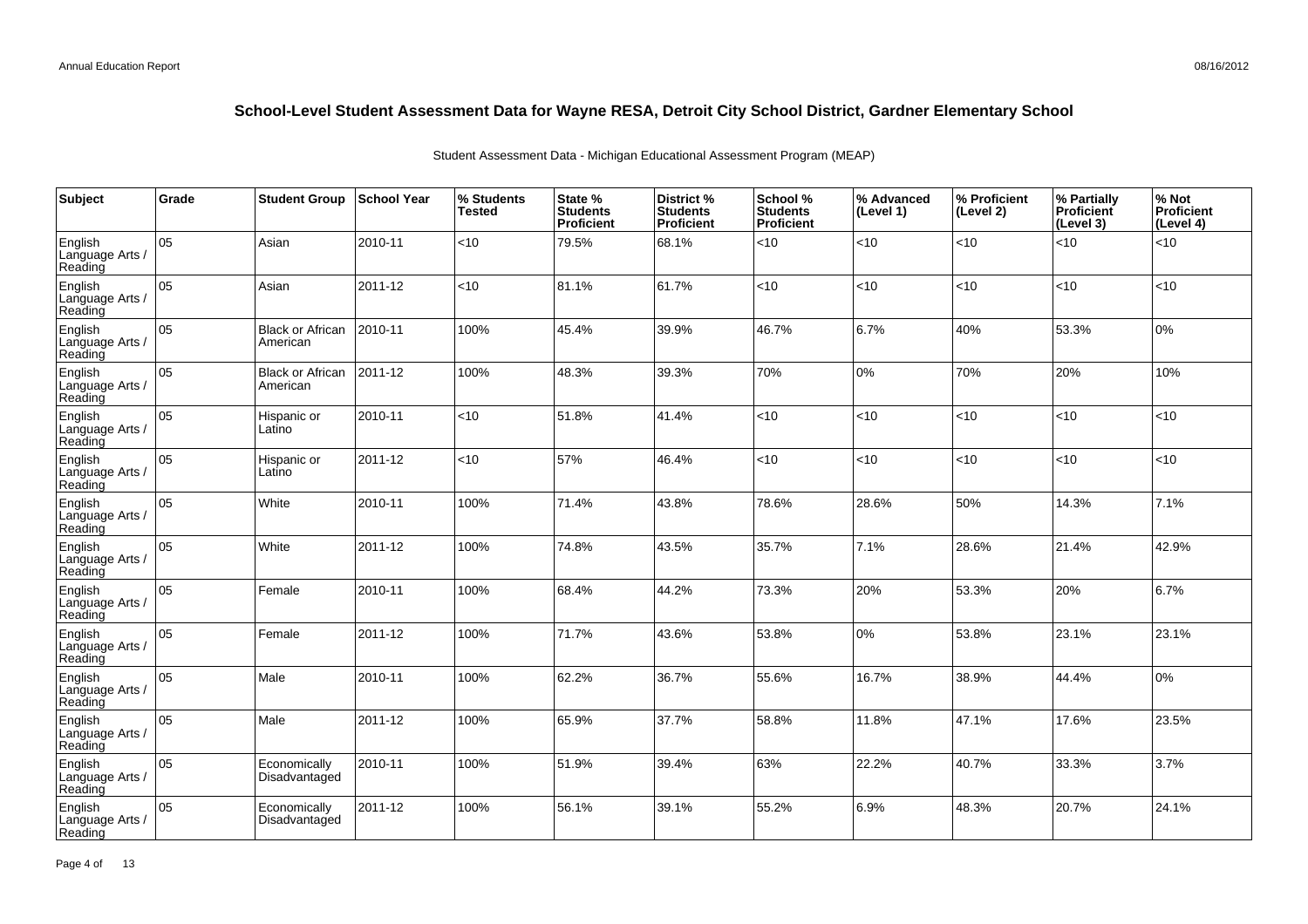## School-Level Student Assessment Data for Wayne RESA, Detroit City School District, Gardner Elementary School

Student Assessment Data - Michigan Educational Assessment Program (MEAP)

| Subject | Grade | Student Group | School Year | % Students Tested | State % Students Proficient | District % Students Proficient | School % Students Proficient | % Advanced (Level 1) | % Proficient (Level 2) | % Partially Proficient (Level 3) | % Not Proficient (Level 4) |
|---|---|---|---|---|---|---|---|---|---|---|---|
| English Language Arts / Reading | 05 | Asian | 2010-11 | <10 | 79.5% | 68.1% | <10 | <10 | <10 | <10 | <10 |
| English Language Arts / Reading | 05 | Asian | 2011-12 | <10 | 81.1% | 61.7% | <10 | <10 | <10 | <10 | <10 |
| English Language Arts / Reading | 05 | Black or African American | 2010-11 | 100% | 45.4% | 39.9% | 46.7% | 6.7% | 40% | 53.3% | 0% |
| English Language Arts / Reading | 05 | Black or African American | 2011-12 | 100% | 48.3% | 39.3% | 70% | 0% | 70% | 20% | 10% |
| English Language Arts / Reading | 05 | Hispanic or Latino | 2010-11 | <10 | 51.8% | 41.4% | <10 | <10 | <10 | <10 | <10 |
| English Language Arts / Reading | 05 | Hispanic or Latino | 2011-12 | <10 | 57% | 46.4% | <10 | <10 | <10 | <10 | <10 |
| English Language Arts / Reading | 05 | White | 2010-11 | 100% | 71.4% | 43.8% | 78.6% | 28.6% | 50% | 14.3% | 7.1% |
| English Language Arts / Reading | 05 | White | 2011-12 | 100% | 74.8% | 43.5% | 35.7% | 7.1% | 28.6% | 21.4% | 42.9% |
| English Language Arts / Reading | 05 | Female | 2010-11 | 100% | 68.4% | 44.2% | 73.3% | 20% | 53.3% | 20% | 6.7% |
| English Language Arts / Reading | 05 | Female | 2011-12 | 100% | 71.7% | 43.6% | 53.8% | 0% | 53.8% | 23.1% | 23.1% |
| English Language Arts / Reading | 05 | Male | 2010-11 | 100% | 62.2% | 36.7% | 55.6% | 16.7% | 38.9% | 44.4% | 0% |
| English Language Arts / Reading | 05 | Male | 2011-12 | 100% | 65.9% | 37.7% | 58.8% | 11.8% | 47.1% | 17.6% | 23.5% |
| English Language Arts / Reading | 05 | Economically Disadvantaged | 2010-11 | 100% | 51.9% | 39.4% | 63% | 22.2% | 40.7% | 33.3% | 3.7% |
| English Language Arts / Reading | 05 | Economically Disadvantaged | 2011-12 | 100% | 56.1% | 39.1% | 55.2% | 6.9% | 48.3% | 20.7% | 24.1% |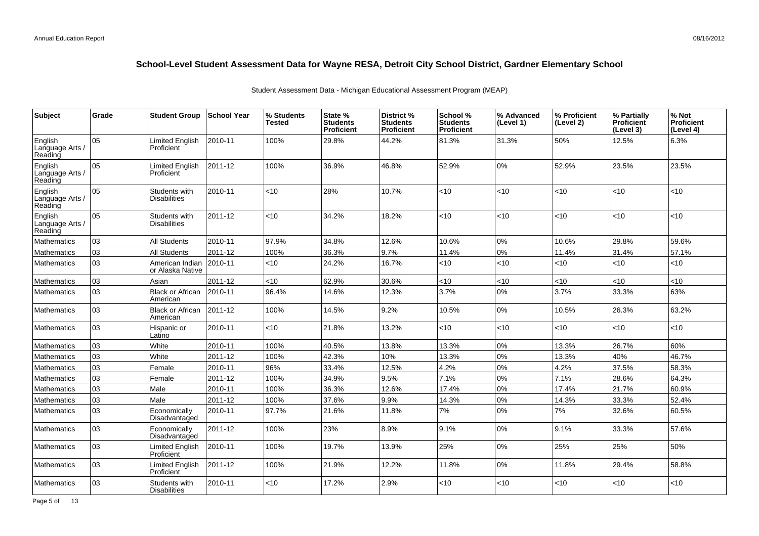# School-Level Student Assessment Data for Wayne RESA, Detroit City School District, Gardner Elementary School

Student Assessment Data - Michigan Educational Assessment Program (MEAP)

| Subject | Grade | Student Group | School Year | % Students Tested | State % Students Proficient | District % Students Proficient | School % Students Proficient | % Advanced (Level 1) | % Proficient (Level 2) | % Partially Proficient (Level 3) | % Not Proficient (Level 4) |
|---|---|---|---|---|---|---|---|---|---|---|---|
| English Language Arts / Reading | 05 | Limited English Proficient | 2010-11 | 100% | 29.8% | 44.2% | 81.3% | 31.3% | 50% | 12.5% | 6.3% |
| English Language Arts / Reading | 05 | Limited English Proficient | 2011-12 | 100% | 36.9% | 46.8% | 52.9% | 0% | 52.9% | 23.5% | 23.5% |
| English Language Arts / Reading | 05 | Students with Disabilities | 2010-11 | <10 | 28% | 10.7% | <10 | <10 | <10 | <10 | <10 |
| English Language Arts / Reading | 05 | Students with Disabilities | 2011-12 | <10 | 34.2% | 18.2% | <10 | <10 | <10 | <10 | <10 |
| Mathematics | 03 | All Students | 2010-11 | 97.9% | 34.8% | 12.6% | 10.6% | 0% | 10.6% | 29.8% | 59.6% |
| Mathematics | 03 | All Students | 2011-12 | 100% | 36.3% | 9.7% | 11.4% | 0% | 11.4% | 31.4% | 57.1% |
| Mathematics | 03 | American Indian or Alaska Native | 2010-11 | <10 | 24.2% | 16.7% | <10 | <10 | <10 | <10 | <10 |
| Mathematics | 03 | Asian | 2011-12 | <10 | 62.9% | 30.6% | <10 | <10 | <10 | <10 | <10 |
| Mathematics | 03 | Black or African American | 2010-11 | 96.4% | 14.6% | 12.3% | 3.7% | 0% | 3.7% | 33.3% | 63% |
| Mathematics | 03 | Black or African American | 2011-12 | 100% | 14.5% | 9.2% | 10.5% | 0% | 10.5% | 26.3% | 63.2% |
| Mathematics | 03 | Hispanic or Latino | 2010-11 | <10 | 21.8% | 13.2% | <10 | <10 | <10 | <10 | <10 |
| Mathematics | 03 | White | 2010-11 | 100% | 40.5% | 13.8% | 13.3% | 0% | 13.3% | 26.7% | 60% |
| Mathematics | 03 | White | 2011-12 | 100% | 42.3% | 10% | 13.3% | 0% | 13.3% | 40% | 46.7% |
| Mathematics | 03 | Female | 2010-11 | 96% | 33.4% | 12.5% | 4.2% | 0% | 4.2% | 37.5% | 58.3% |
| Mathematics | 03 | Female | 2011-12 | 100% | 34.9% | 9.5% | 7.1% | 0% | 7.1% | 28.6% | 64.3% |
| Mathematics | 03 | Male | 2010-11 | 100% | 36.3% | 12.6% | 17.4% | 0% | 17.4% | 21.7% | 60.9% |
| Mathematics | 03 | Male | 2011-12 | 100% | 37.6% | 9.9% | 14.3% | 0% | 14.3% | 33.3% | 52.4% |
| Mathematics | 03 | Economically Disadvantaged | 2010-11 | 97.7% | 21.6% | 11.8% | 7% | 0% | 7% | 32.6% | 60.5% |
| Mathematics | 03 | Economically Disadvantaged | 2011-12 | 100% | 23% | 8.9% | 9.1% | 0% | 9.1% | 33.3% | 57.6% |
| Mathematics | 03 | Limited English Proficient | 2010-11 | 100% | 19.7% | 13.9% | 25% | 0% | 25% | 25% | 50% |
| Mathematics | 03 | Limited English Proficient | 2011-12 | 100% | 21.9% | 12.2% | 11.8% | 0% | 11.8% | 29.4% | 58.8% |
| Mathematics | 03 | Students with Disabilities | 2010-11 | <10 | 17.2% | 2.9% | <10 | <10 | <10 | <10 | <10 |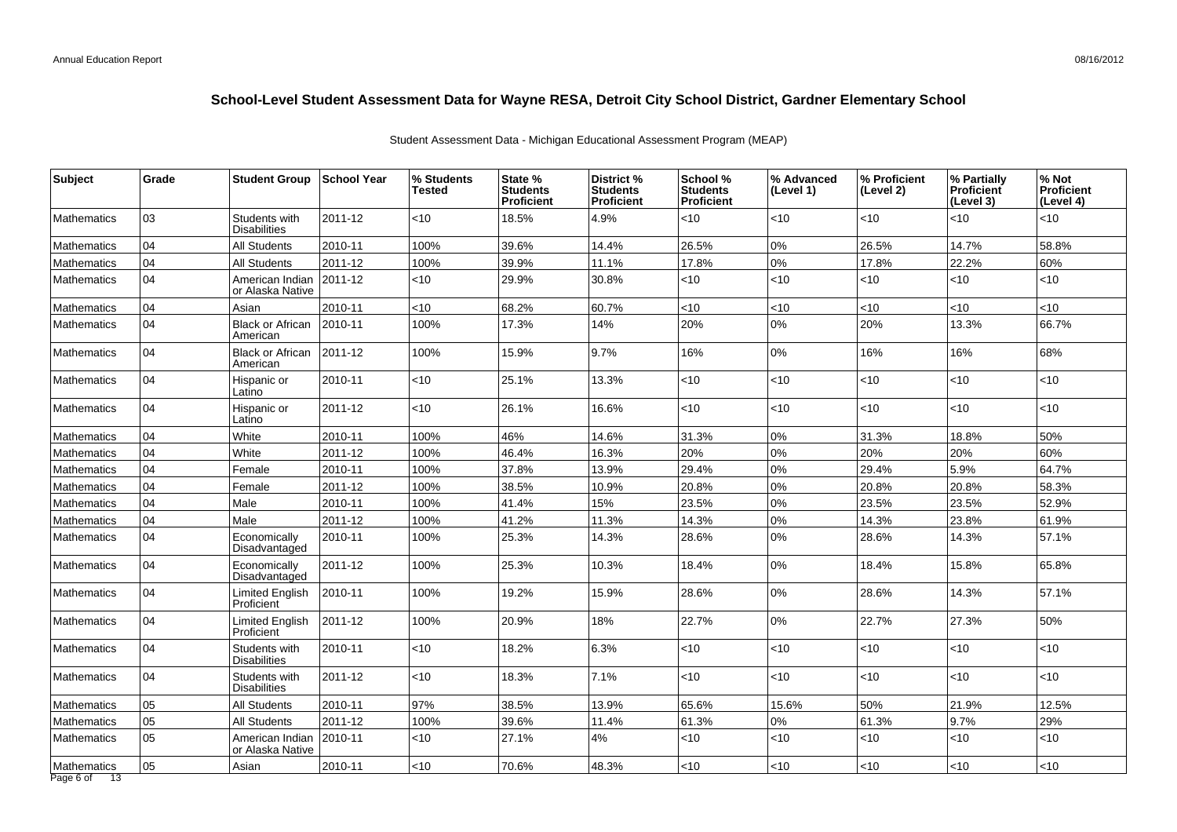# School-Level Student Assessment Data for Wayne RESA, Detroit City School District, Gardner Elementary School

Student Assessment Data - Michigan Educational Assessment Program (MEAP)

| Subject | Grade | Student Group | School Year | % Students Tested | State % Students Proficient | District % Students Proficient | School % Students Proficient | % Advanced (Level 1) | % Proficient (Level 2) | % Partially Proficient (Level 3) | % Not Proficient (Level 4) |
|---|---|---|---|---|---|---|---|---|---|---|---|
| Mathematics | 03 | Students with Disabilities | 2011-12 | <10 | 18.5% | 4.9% | <10 | <10 | <10 | <10 | <10 |
| Mathematics | 04 | All Students | 2010-11 | 100% | 39.6% | 14.4% | 26.5% | 0% | 26.5% | 14.7% | 58.8% |
| Mathematics | 04 | All Students | 2011-12 | 100% | 39.9% | 11.1% | 17.8% | 0% | 17.8% | 22.2% | 60% |
| Mathematics | 04 | American Indian or Alaska Native | 2011-12 | <10 | 29.9% | 30.8% | <10 | <10 | <10 | <10 | <10 |
| Mathematics | 04 | Asian | 2010-11 | <10 | 68.2% | 60.7% | <10 | <10 | <10 | <10 | <10 |
| Mathematics | 04 | Black or African American | 2010-11 | 100% | 17.3% | 14% | 20% | 0% | 20% | 13.3% | 66.7% |
| Mathematics | 04 | Black or African American | 2011-12 | 100% | 15.9% | 9.7% | 16% | 0% | 16% | 16% | 68% |
| Mathematics | 04 | Hispanic or Latino | 2010-11 | <10 | 25.1% | 13.3% | <10 | <10 | <10 | <10 | <10 |
| Mathematics | 04 | Hispanic or Latino | 2011-12 | <10 | 26.1% | 16.6% | <10 | <10 | <10 | <10 | <10 |
| Mathematics | 04 | White | 2010-11 | 100% | 46% | 14.6% | 31.3% | 0% | 31.3% | 18.8% | 50% |
| Mathematics | 04 | White | 2011-12 | 100% | 46.4% | 16.3% | 20% | 0% | 20% | 20% | 60% |
| Mathematics | 04 | Female | 2010-11 | 100% | 37.8% | 13.9% | 29.4% | 0% | 29.4% | 5.9% | 64.7% |
| Mathematics | 04 | Female | 2011-12 | 100% | 38.5% | 10.9% | 20.8% | 0% | 20.8% | 20.8% | 58.3% |
| Mathematics | 04 | Male | 2010-11 | 100% | 41.4% | 15% | 23.5% | 0% | 23.5% | 23.5% | 52.9% |
| Mathematics | 04 | Male | 2011-12 | 100% | 41.2% | 11.3% | 14.3% | 0% | 14.3% | 23.8% | 61.9% |
| Mathematics | 04 | Economically Disadvantaged | 2010-11 | 100% | 25.3% | 14.3% | 28.6% | 0% | 28.6% | 14.3% | 57.1% |
| Mathematics | 04 | Economically Disadvantaged | 2011-12 | 100% | 25.3% | 10.3% | 18.4% | 0% | 18.4% | 15.8% | 65.8% |
| Mathematics | 04 | Limited English Proficient | 2010-11 | 100% | 19.2% | 15.9% | 28.6% | 0% | 28.6% | 14.3% | 57.1% |
| Mathematics | 04 | Limited English Proficient | 2011-12 | 100% | 20.9% | 18% | 22.7% | 0% | 22.7% | 27.3% | 50% |
| Mathematics | 04 | Students with Disabilities | 2010-11 | <10 | 18.2% | 6.3% | <10 | <10 | <10 | <10 | <10 |
| Mathematics | 04 | Students with Disabilities | 2011-12 | <10 | 18.3% | 7.1% | <10 | <10 | <10 | <10 | <10 |
| Mathematics | 05 | All Students | 2010-11 | 97% | 38.5% | 13.9% | 65.6% | 15.6% | 50% | 21.9% | 12.5% |
| Mathematics | 05 | All Students | 2011-12 | 100% | 39.6% | 11.4% | 61.3% | 0% | 61.3% | 9.7% | 29% |
| Mathematics | 05 | American Indian or Alaska Native | 2010-11 | <10 | 27.1% | 4% | <10 | <10 | <10 | <10 | <10 |
| Mathematics | 05 | Asian | 2010-11 | <10 | 70.6% | 48.3% | <10 | <10 | <10 | <10 | <10 |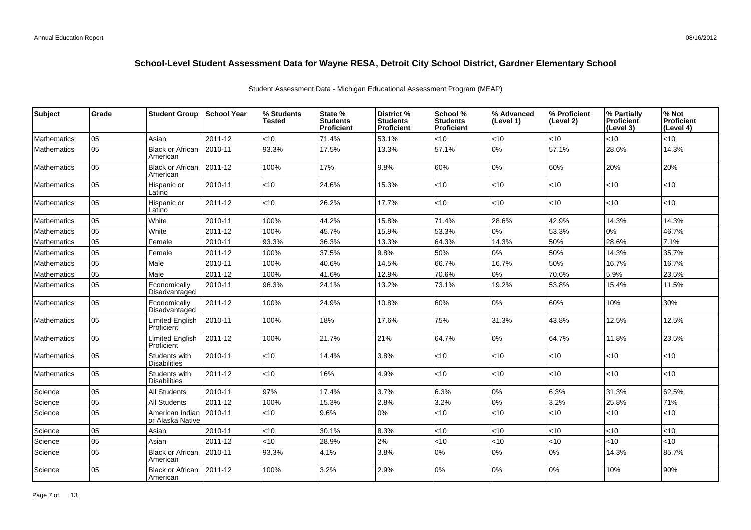## School-Level Student Assessment Data for Wayne RESA, Detroit City School District, Gardner Elementary School

Student Assessment Data - Michigan Educational Assessment Program (MEAP)

| Subject | Grade | Student Group | School Year | % Students Tested | State % Students Proficient | District % Students Proficient | School % Students Proficient | % Advanced (Level 1) | % Proficient (Level 2) | % Partially Proficient (Level 3) | % Not Proficient (Level 4) |
|---|---|---|---|---|---|---|---|---|---|---|---|
| Mathematics | 05 | Asian | 2011-12 | <10 | 71.4% | 53.1% | <10 | <10 | <10 | <10 | <10 |
| Mathematics | 05 | Black or African American | 2010-11 | 93.3% | 17.5% | 13.3% | 57.1% | 0% | 57.1% | 28.6% | 14.3% |
| Mathematics | 05 | Black or African American | 2011-12 | 100% | 17% | 9.8% | 60% | 0% | 60% | 20% | 20% |
| Mathematics | 05 | Hispanic or Latino | 2010-11 | <10 | 24.6% | 15.3% | <10 | <10 | <10 | <10 | <10 |
| Mathematics | 05 | Hispanic or Latino | 2011-12 | <10 | 26.2% | 17.7% | <10 | <10 | <10 | <10 | <10 |
| Mathematics | 05 | White | 2010-11 | 100% | 44.2% | 15.8% | 71.4% | 28.6% | 42.9% | 14.3% | 14.3% |
| Mathematics | 05 | White | 2011-12 | 100% | 45.7% | 15.9% | 53.3% | 0% | 53.3% | 0% | 46.7% |
| Mathematics | 05 | Female | 2010-11 | 93.3% | 36.3% | 13.3% | 64.3% | 14.3% | 50% | 28.6% | 7.1% |
| Mathematics | 05 | Female | 2011-12 | 100% | 37.5% | 9.8% | 50% | 0% | 50% | 14.3% | 35.7% |
| Mathematics | 05 | Male | 2010-11 | 100% | 40.6% | 14.5% | 66.7% | 16.7% | 50% | 16.7% | 16.7% |
| Mathematics | 05 | Male | 2011-12 | 100% | 41.6% | 12.9% | 70.6% | 0% | 70.6% | 5.9% | 23.5% |
| Mathematics | 05 | Economically Disadvantaged | 2010-11 | 96.3% | 24.1% | 13.2% | 73.1% | 19.2% | 53.8% | 15.4% | 11.5% |
| Mathematics | 05 | Economically Disadvantaged | 2011-12 | 100% | 24.9% | 10.8% | 60% | 0% | 60% | 10% | 30% |
| Mathematics | 05 | Limited English Proficient | 2010-11 | 100% | 18% | 17.6% | 75% | 31.3% | 43.8% | 12.5% | 12.5% |
| Mathematics | 05 | Limited English Proficient | 2011-12 | 100% | 21.7% | 21% | 64.7% | 0% | 64.7% | 11.8% | 23.5% |
| Mathematics | 05 | Students with Disabilities | 2010-11 | <10 | 14.4% | 3.8% | <10 | <10 | <10 | <10 | <10 |
| Mathematics | 05 | Students with Disabilities | 2011-12 | <10 | 16% | 4.9% | <10 | <10 | <10 | <10 | <10 |
| Science | 05 | All Students | 2010-11 | 97% | 17.4% | 3.7% | 6.3% | 0% | 6.3% | 31.3% | 62.5% |
| Science | 05 | All Students | 2011-12 | 100% | 15.3% | 2.8% | 3.2% | 0% | 3.2% | 25.8% | 71% |
| Science | 05 | American Indian or Alaska Native | 2010-11 | <10 | 9.6% | 0% | <10 | <10 | <10 | <10 | <10 |
| Science | 05 | Asian | 2010-11 | <10 | 30.1% | 8.3% | <10 | <10 | <10 | <10 | <10 |
| Science | 05 | Asian | 2011-12 | <10 | 28.9% | 2% | <10 | <10 | <10 | <10 | <10 |
| Science | 05 | Black or African American | 2010-11 | 93.3% | 4.1% | 3.8% | 0% | 0% | 0% | 14.3% | 85.7% |
| Science | 05 | Black or African American | 2011-12 | 100% | 3.2% | 2.9% | 0% | 0% | 0% | 10% | 90% |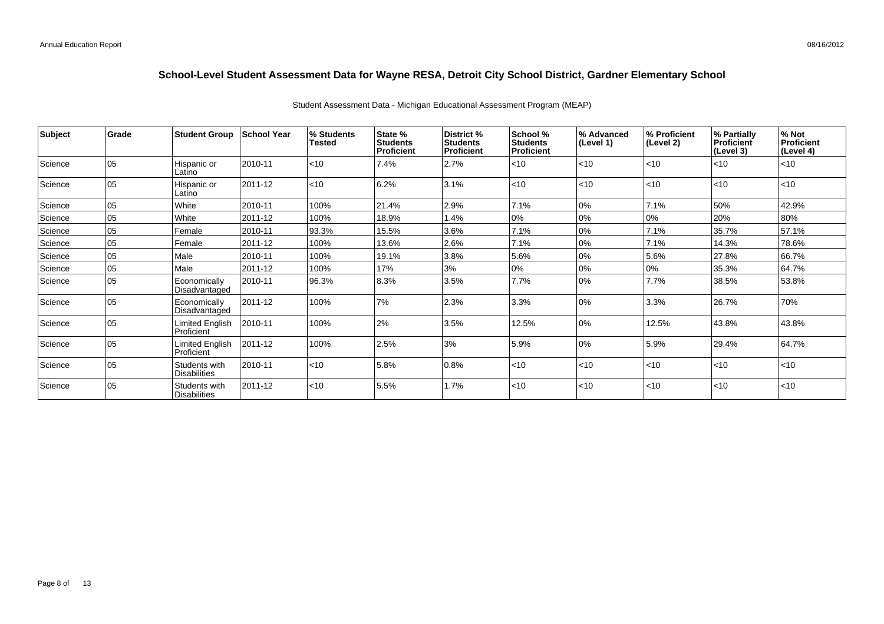# School-Level Student Assessment Data for Wayne RESA, Detroit City School District, Gardner Elementary School

Student Assessment Data - Michigan Educational Assessment Program (MEAP)

| Subject | Grade | Student Group | School Year | % Students Tested | State % Students Proficient | District % Students Proficient | School % Students Proficient | % Advanced (Level 1) | % Proficient (Level 2) | % Partially Proficient (Level 3) | % Not Proficient (Level 4) |
|---|---|---|---|---|---|---|---|---|---|---|---|
| Science | 05 | Hispanic or Latino | 2010-11 | <10 | 7.4% | 2.7% | <10 | <10 | <10 | <10 | <10 |
| Science | 05 | Hispanic or Latino | 2011-12 | <10 | 6.2% | 3.1% | <10 | <10 | <10 | <10 | <10 |
| Science | 05 | White | 2010-11 | 100% | 21.4% | 2.9% | 7.1% | 0% | 7.1% | 50% | 42.9% |
| Science | 05 | White | 2011-12 | 100% | 18.9% | 1.4% | 0% | 0% | 0% | 20% | 80% |
| Science | 05 | Female | 2010-11 | 93.3% | 15.5% | 3.6% | 7.1% | 0% | 7.1% | 35.7% | 57.1% |
| Science | 05 | Female | 2011-12 | 100% | 13.6% | 2.6% | 7.1% | 0% | 7.1% | 14.3% | 78.6% |
| Science | 05 | Male | 2010-11 | 100% | 19.1% | 3.8% | 5.6% | 0% | 5.6% | 27.8% | 66.7% |
| Science | 05 | Male | 2011-12 | 100% | 17% | 3% | 0% | 0% | 0% | 35.3% | 64.7% |
| Science | 05 | Economically Disadvantaged | 2010-11 | 96.3% | 8.3% | 3.5% | 7.7% | 0% | 7.7% | 38.5% | 53.8% |
| Science | 05 | Economically Disadvantaged | 2011-12 | 100% | 7% | 2.3% | 3.3% | 0% | 3.3% | 26.7% | 70% |
| Science | 05 | Limited English Proficient | 2010-11 | 100% | 2% | 3.5% | 12.5% | 0% | 12.5% | 43.8% | 43.8% |
| Science | 05 | Limited English Proficient | 2011-12 | 100% | 2.5% | 3% | 5.9% | 0% | 5.9% | 29.4% | 64.7% |
| Science | 05 | Students with Disabilities | 2010-11 | <10 | 5.8% | 0.8% | <10 | <10 | <10 | <10 | <10 |
| Science | 05 | Students with Disabilities | 2011-12 | <10 | 5.5% | 1.7% | <10 | <10 | <10 | <10 | <10 |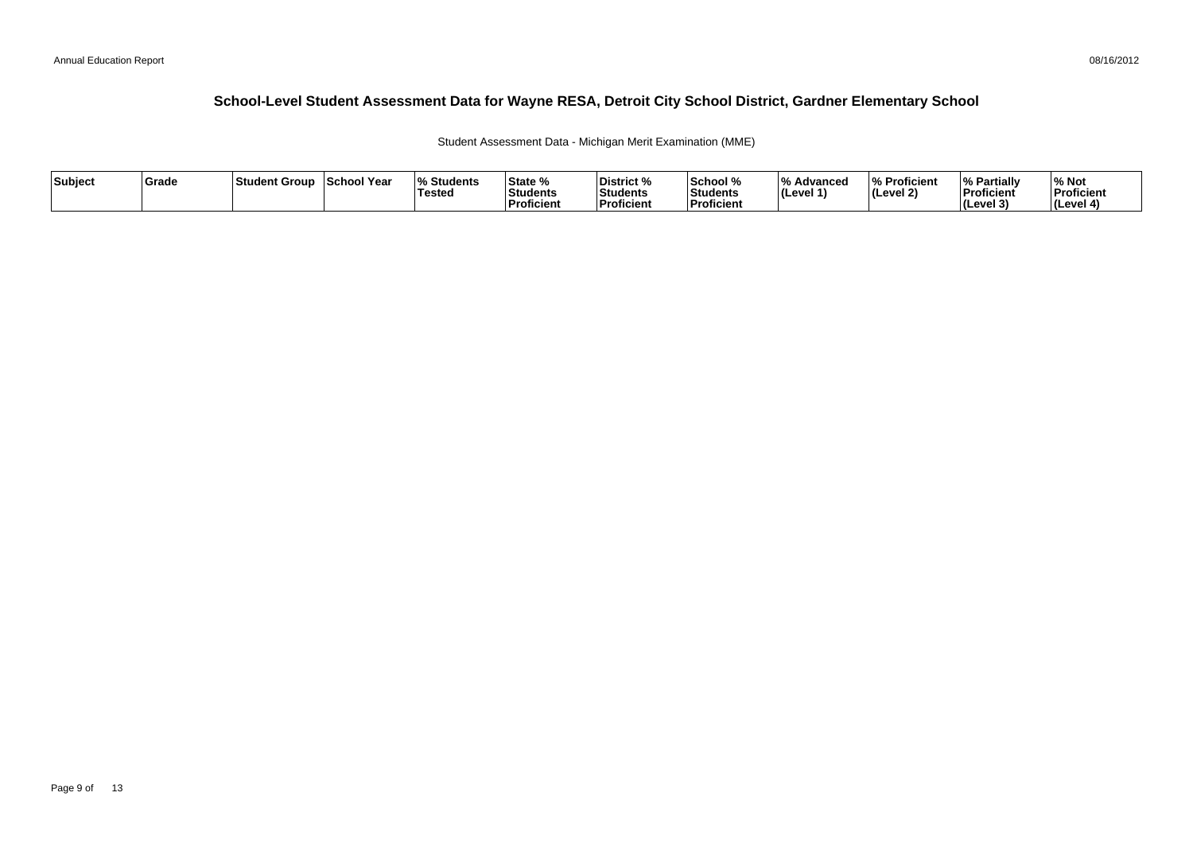# School-Level Student Assessment Data for Wayne RESA, Detroit City School District, Gardner Elementary School

Student Assessment Data - Michigan Merit Examination (MME)

| Subject | Grade | Student Group | School Year | % Students Tested | State % Students Proficient | District % Students Proficient | School % Students Proficient | % Advanced (Level 1) | % Proficient (Level 2) | % Partially Proficient (Level 3) | % Not Proficient (Level 4) |
| --- | --- | --- | --- | --- | --- | --- | --- | --- | --- | --- | --- |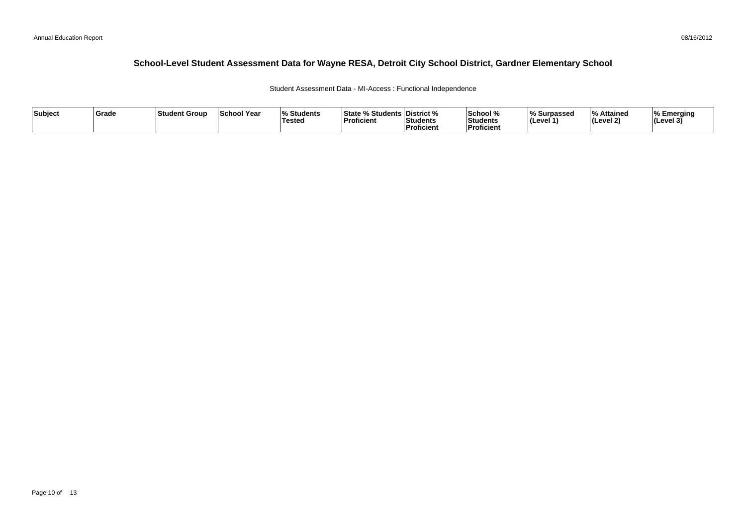## School-Level Student Assessment Data for Wayne RESA, Detroit City School District, Gardner Elementary School

Student Assessment Data - MI-Access : Functional Independence

| Subject | Grade | Student Group | School Year | % Students Tested | State % Students Proficient | District % Students Proficient | School % Students Proficient | % Surpassed (Level 1) | % Attained (Level 2) | % Emerging (Level 3) |
|---|---|---|---|---|---|---|---|---|---|---|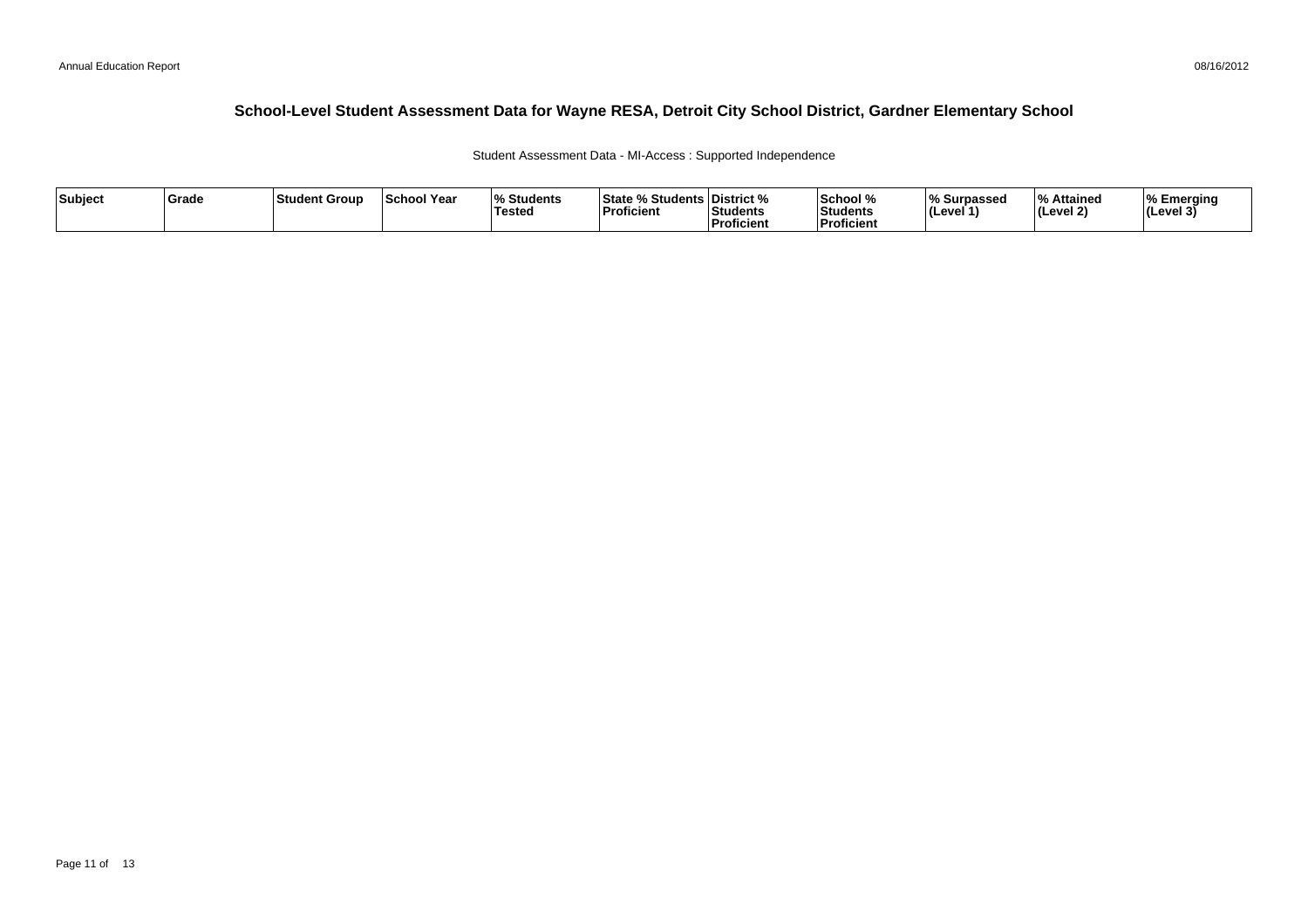# School-Level Student Assessment Data for Wayne RESA, Detroit City School District, Gardner Elementary School

Student Assessment Data - MI-Access : Supported Independence

| Subject | Grade | Student Group | School Year | % Students Tested | State % Students Proficient | District % Students Proficient | School % Students Proficient | % Surpassed (Level 1) | % Attained (Level 2) | % Emerging (Level 3) |
|---|---|---|---|---|---|---|---|---|---|---|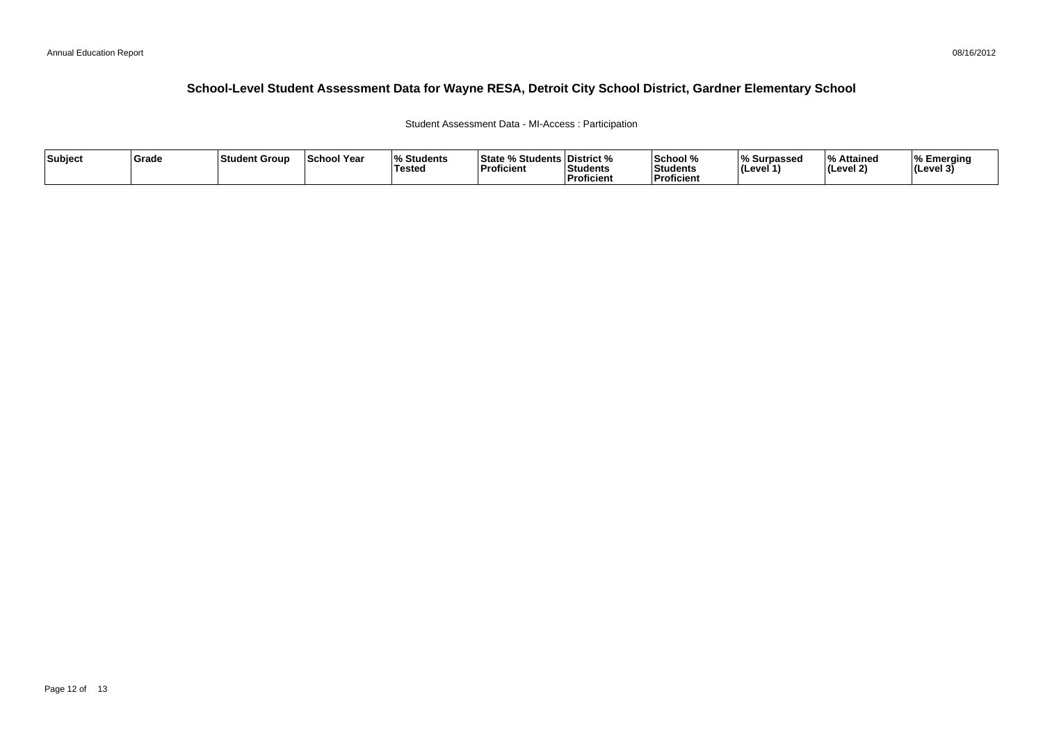# School-Level Student Assessment Data for Wayne RESA, Detroit City School District, Gardner Elementary School

Student Assessment Data - MI-Access : Participation

| Subject | Grade | Student Group | School Year | % Students Tested | State % Students Proficient | District % Students Proficient | School % Students Proficient | % Surpassed (Level 1) | % Attained (Level 2) | % Emerging (Level 3) |
|---|---|---|---|---|---|---|---|---|---|---|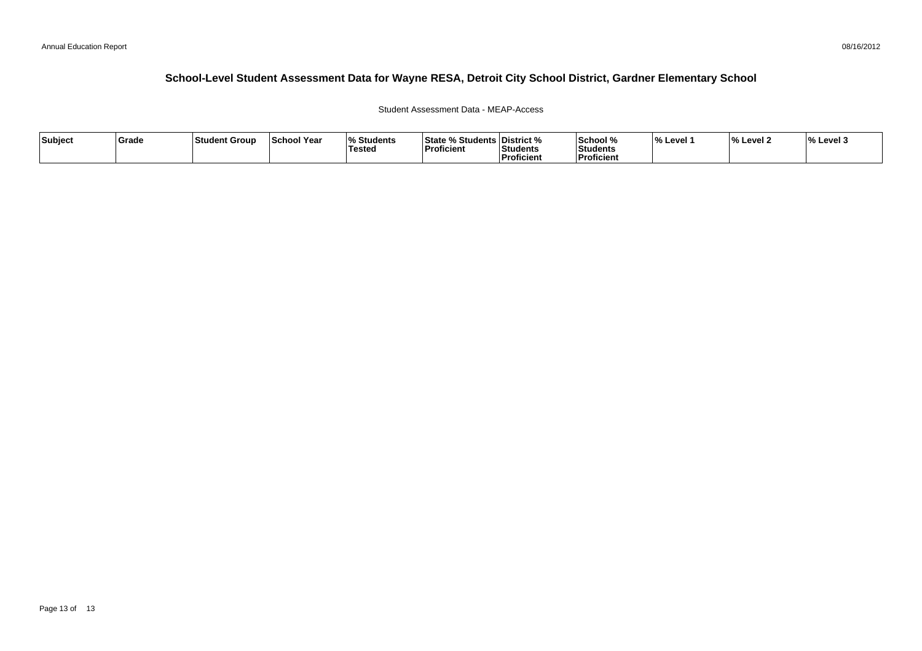# School-Level Student Assessment Data for Wayne RESA, Detroit City School District, Gardner Elementary School

Student Assessment Data - MEAP-Access

| Subject | Grade | Student Group | School Year | % Students Tested | State % Students Proficient | District % Students Proficient | School % Students Proficient | % Level 1 | % Level 2 | % Level 3 |
|---|---|---|---|---|---|---|---|---|---|---|